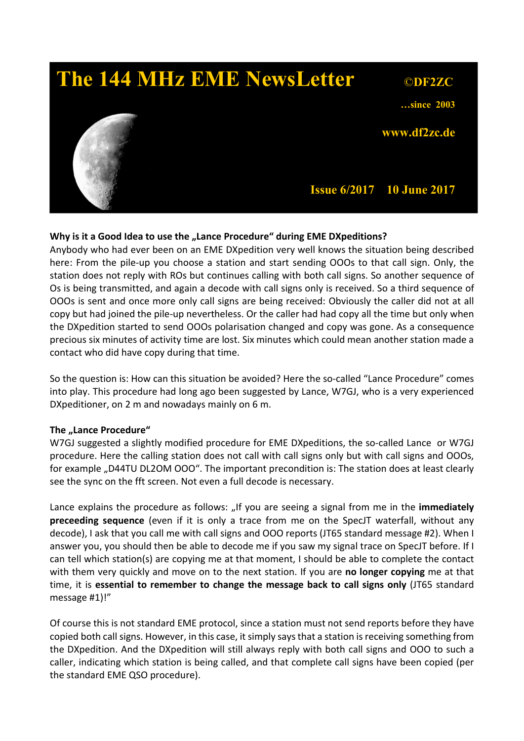# The 144 MHz EME NewsLetter

©DF2ZC

…since 2003

www.df2zc.de

Issue 6/2017 10 June 2017

**Why is it a Good Idea to use the „Lance Procedure" during EME DXpeditions?**

Anybody who had ever been on an EME DXpedition very well knows the situation being described here: From the pile-up you choose a station and start sending OOOs to that call sign. Only, the station does not reply with ROs but continues calling with both call signs. So another sequence of Os is being transmitted, and again a decode with call signs only is received. So a third sequence of OOOs is sent and once more only call signs are being received: Obviously the caller did not at all copy but had joined the pile-up nevertheless. Or the caller had had copy all the time but only when the DXpedition started to send OOOs polarisation changed and copy was gone. As a consequence precious six minutes of activity time are lost. Six minutes which could mean another station made a contact who did have copy during that time.

So the question is: How can this situation be avoided? Here the so-called "Lance Procedure" comes into play. This procedure had long ago been suggested by Lance, W7GJ, who is a very experienced DXpeditioner, on 2 m and nowadays mainly on 6 m.

**The „Lance Procedure"**

W7GJ suggested a slightly modified procedure for EME DXpeditions, the so-called Lance or W7GJ procedure. Here the calling station does not call with call signs only but with call signs and OOOs, for example „D44TU DL2OM OOO". The important precondition is: The station does at least clearly see the sync on the fft screen. Not even a full decode is necessary.

Lance explains the procedure as follows: „If you are seeing a signal from me in the **immediately preceeding sequence** (even if it is only a trace from me on the SpecJT waterfall, without any decode), I ask that you call me with call signs and OOO reports (JT65 standard message #2). When I answer you, you should then be able to decode me if you saw my signal trace on SpecJT before. If I can tell which station(s) are copying me at that moment, I should be able to complete the contact with them very quickly and move on to the next station. If you are **no longer copying** me at that time, it is **essential to remember to change the message back to call signs only** (JT65 standard message #1)!"

Of course this is not standard EME protocol, since a station must not send reports before they have copied both call signs. However, in this case, it simply says that a station is receiving something from the DXpedition. And the DXpedition will still always reply with both call signs and OOO to such a caller, indicating which station is being called, and that complete call signs have been copied (per the standard EME QSO procedure).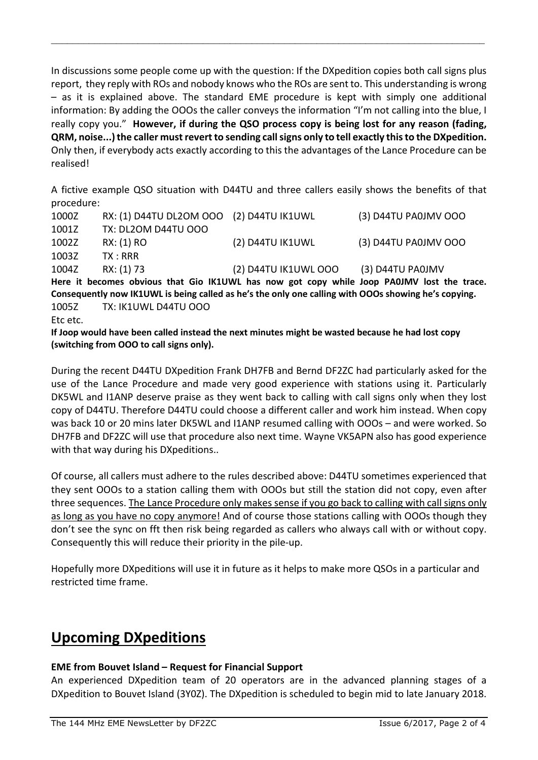In discussions some people come up with the question: If the DXpedition copies both call signs plus report, they reply with ROs and nobody knows who the ROs are sent to. This understanding is wrong – as it is explained above. The standard EME procedure is kept with simply one additional information: By adding the OOOs the caller conveys the information "I'm not calling into the blue, I really copy you." **However, if during the QSO process copy is being lost for any reason (fading, QRM, noise...) the caller must revert to sending call signs only to tell exactly this to the DXpedition.** Only then, if everybody acts exactly according to this the advantages of the Lance Procedure can be realised!

A fictive example QSO situation with D44TU and three callers easily shows the benefits of that procedure:

| | | | |
|---|---|---|---|
| 1000Z | RX: (1) D44TU DL2OM OOO | (2) D44TU IK1UWL | (3) D44TU PA0JMV OOO |
| 1001Z | TX: DL2OM D44TU OOO | | |
| 1002Z | RX: (1) RO | (2) D44TU IK1UWL | (3) D44TU PA0JMV OOO |
| 1003Z | TX : RRR | | |
| 1004Z | RX: (1) 73 | (2) D44TU IK1UWL OOO | (3) D44TU PA0JMV |

**Here it becomes obvious that Gio IK1UWL has now got copy while Joop PA0JMV lost the trace. Consequently now IK1UWL is being called as he's the only one calling with OOOs showing he's copying.**

1005Z TX: IK1UWL D44TU OOO

Etc etc.

**If Joop would have been called instead the next minutes might be wasted because he had lost copy (switching from OOO to call signs only).**

During the recent D44TU DXpedition Frank DH7FB and Bernd DF2ZC had particularly asked for the use of the Lance Procedure and made very good experience with stations using it. Particularly DK5WL and I1ANP deserve praise as they went back to calling with call signs only when they lost copy of D44TU. Therefore D44TU could choose a different caller and work him instead. When copy was back 10 or 20 mins later DK5WL and I1ANP resumed calling with OOOs – and were worked. So DH7FB and DF2ZC will use that procedure also next time. Wayne VK5APN also has good experience with that way during his DXpeditions..

Of course, all callers must adhere to the rules described above: D44TU sometimes experienced that they sent OOOs to a station calling them with OOOs but still the station did not copy, even after three sequences. <u>The Lance Procedure only makes sense if you go back to calling with call signs only as long as you have no copy anymore!</u> And of course those stations calling with OOOs though they don't see the sync on fft then risk being regarded as callers who always call with or without copy. Consequently this will reduce their priority in the pile-up.

Hopefully more DXpeditions will use it in future as it helps to make more QSOs in a particular and restricted time frame.

# Upcoming DXpeditions

**EME from Bouvet Island – Request for Financial Support**

An experienced DXpedition team of 20 operators are in the advanced planning stages of a DXpedition to Bouvet Island (3Y0Z). The DXpedition is scheduled to begin mid to late January 2018.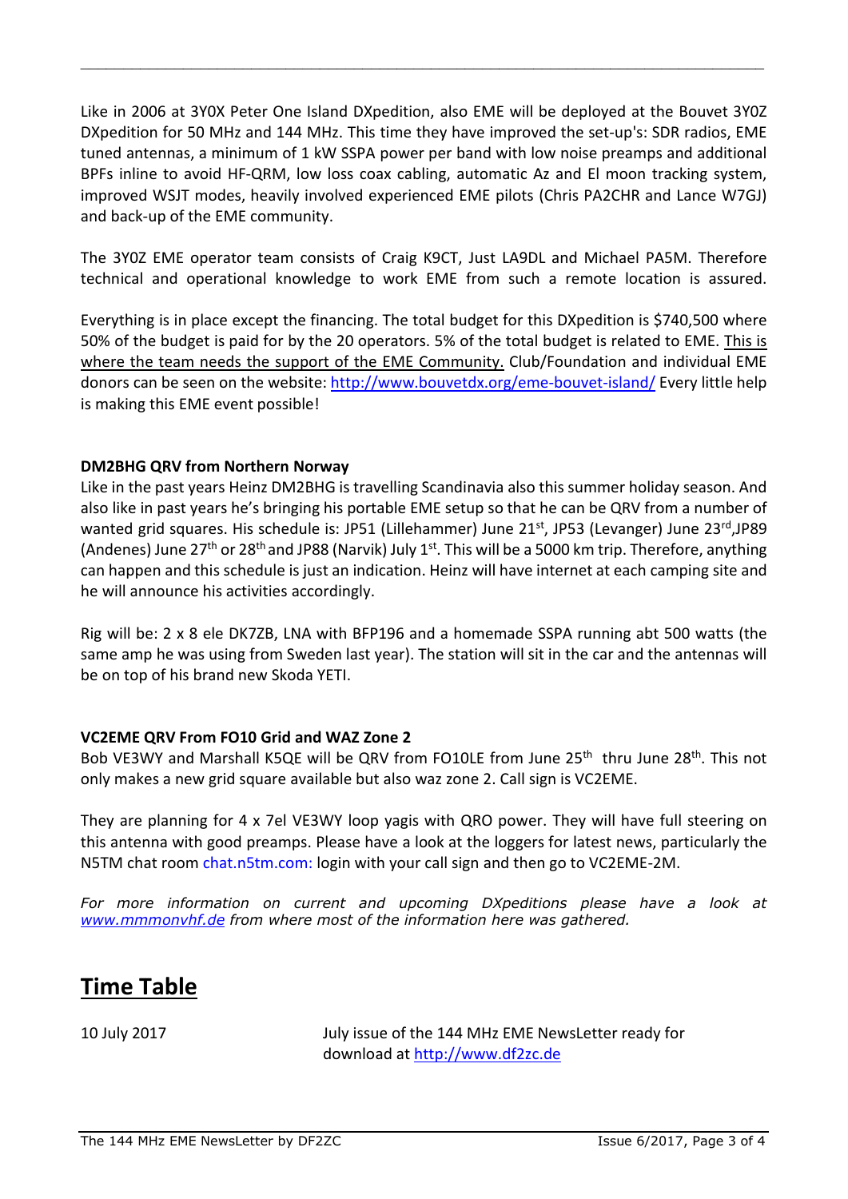Like in 2006 at 3Y0X Peter One Island DXpedition, also EME will be deployed at the Bouvet 3Y0Z DXpedition for 50 MHz and 144 MHz. This time they have improved the set-up's: SDR radios, EME tuned antennas, a minimum of 1 kW SSPA power per band with low noise preamps and additional BPFs inline to avoid HF-QRM, low loss coax cabling, automatic Az and El moon tracking system, improved WSJT modes, heavily involved experienced EME pilots (Chris PA2CHR and Lance W7GJ) and back-up of the EME community.

The 3Y0Z EME operator team consists of Craig K9CT, Just LA9DL and Michael PA5M. Therefore technical and operational knowledge to work EME from such a remote location is assured.

Everything is in place except the financing. The total budget for this DXpedition is $740,500 where 50% of the budget is paid for by the 20 operators. 5% of the total budget is related to EME. This is where the team needs the support of the EME Community. Club/Foundation and individual EME donors can be seen on the website: [http://www.bouvetdx.org/eme-bouvet-island/](http://www.bouvetdx.org/eme-bouvet-island/) Every little help is making this EME event possible!

**DM2BHG QRV from Northern Norway**

Like in the past years Heinz DM2BHG is travelling Scandinavia also this summer holiday season. And also like in past years he's bringing his portable EME setup so that he can be QRV from a number of wanted grid squares. His schedule is: JP51 (Lillehammer) June 21st, JP53 (Levanger) June 23rd, JP89 (Andenes) June 27th or 28th and JP88 (Narvik) July 1st. This will be a 5000 km trip. Therefore, anything can happen and this schedule is just an indication. Heinz will have internet at each camping site and he will announce his activities accordingly.

Rig will be: 2 x 8 ele DK7ZB, LNA with BFP196 and a homemade SSPA running abt 500 watts (the same amp he was using from Sweden last year). The station will sit in the car and the antennas will be on top of his brand new Skoda YETI.

**VC2EME QRV From FO10 Grid and WAZ Zone 2**

Bob VE3WY and Marshall K5QE will be QRV from FO10LE from June 25th thru June 28th. This not only makes a new grid square available but also waz zone 2. Call sign is VC2EME.

They are planning for 4 x 7el VE3WY loop yagis with QRO power. They will have full steering on this antenna with good preamps. Please have a look at the loggers for latest news, particularly the N5TM chat room chat.n5tm.com: login with your call sign and then go to VC2EME-2M.

*For more information on current and upcoming DXpeditions please have a look at [www.mmmonvhf.de](http://www.mmmonvhf.de) from where most of the information here was gathered.*

# Time Table

| | |
|---|---|
| 10 July 2017 | July issue of the 144 MHz EME NewsLetter ready for download at [http://www.df2zc.de](http://www.df2zc.de) |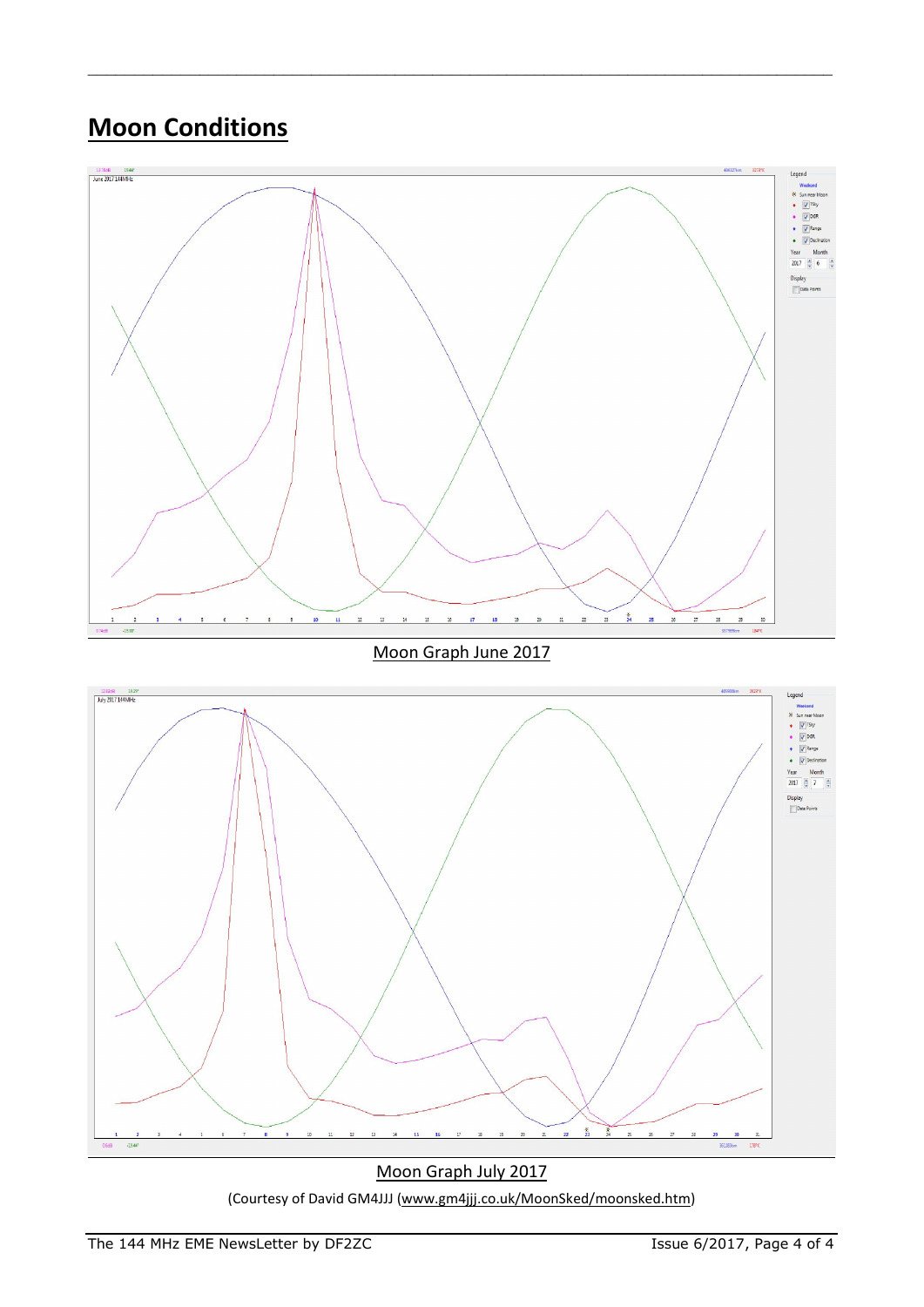# Moon Conditions

June 2017 144MHz

Legend
Weekend
Sun near Moon
Tsky
DGR
Range
Declination
Year Month
2017 6
Display
Data Points

Moon Graph June 2017

July 2017 144MHz

Legend
Weekend
Sun near Moon
Tsky
DGR
Range
Declination
Year Month
2017 7
Display
Data Points

Moon Graph July 2017

(Courtesy of David GM4JJJ (www.gm4jjj.co.uk/MoonSked/moonsked.htm)